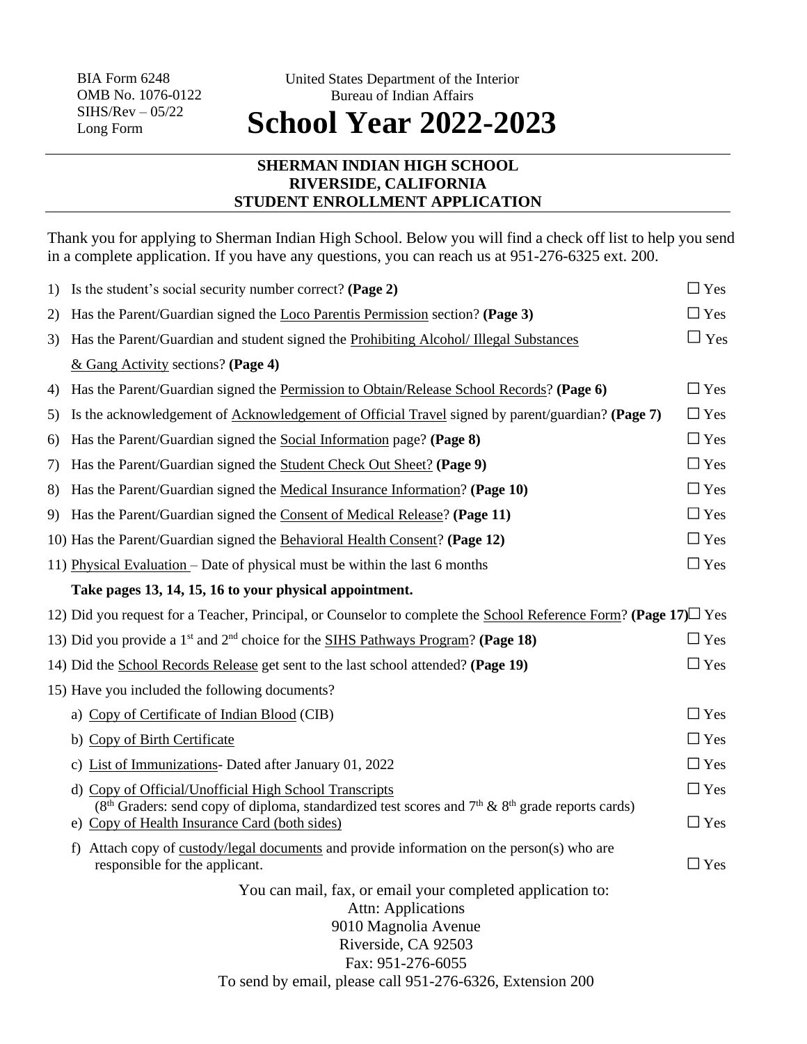BIA Form 6248
OMB No. 1076-0122
SIHS/Rev – 05/22
Long Form

United States Department of the Interior
Bureau of Indian Affairs

# School Year 2022-2023

**SHERMAN INDIAN HIGH SCHOOL**
**RIVERSIDE, CALIFORNIA**
**STUDENT ENROLLMENT APPLICATION**

Thank you for applying to Sherman Indian High School. Below you will find a check off list to help you send in a complete application. If you have any questions, you can reach us at 951-276-6325 ext. 200.

1) Is the student's social security number correct? **(Page 2)** ☐ Yes
2) Has the Parent/Guardian signed the Loco Parentis Permission section? **(Page 3)** ☐ Yes
3) Has the Parent/Guardian and student signed the Prohibiting Alcohol/ Illegal Substances & Gang Activity sections? **(Page 4)** ☐ Yes
4) Has the Parent/Guardian signed the Permission to Obtain/Release School Records? **(Page 6)** ☐ Yes
5) Is the acknowledgement of Acknowledgement of Official Travel signed by parent/guardian? **(Page 7)** ☐ Yes
6) Has the Parent/Guardian signed the Social Information page? **(Page 8)** ☐ Yes
7) Has the Parent/Guardian signed the Student Check Out Sheet? **(Page 9)** ☐ Yes
8) Has the Parent/Guardian signed the Medical Insurance Information? **(Page 10)** ☐ Yes
9) Has the Parent/Guardian signed the Consent of Medical Release? **(Page 11)** ☐ Yes
10) Has the Parent/Guardian signed the Behavioral Health Consent? **(Page 12)** ☐ Yes
11) Physical Evaluation – Date of physical must be within the last 6 months ☐ Yes

    **Take pages 13, 14, 15, 16 to your physical appointment.**

12) Did you request for a Teacher, Principal, or Counselor to complete the School Reference Form? **(Page 17)** ☐ Yes
13) Did you provide a 1st and 2nd choice for the SIHS Pathways Program? **(Page 18)** ☐ Yes
14) Did the School Records Release get sent to the last school attended? **(Page 19)** ☐ Yes
15) Have you included the following documents?
    a) Copy of Certificate of Indian Blood (CIB) ☐ Yes
    b) Copy of Birth Certificate ☐ Yes
    c) List of Immunizations- Dated after January 01, 2022 ☐ Yes
    d) Copy of Official/Unofficial High School Transcripts ☐ Yes
       (8th Graders: send copy of diploma, standardized test scores and 7th & 8th grade reports cards)
    e) Copy of Health Insurance Card (both sides) ☐ Yes
    f) Attach copy of custody/legal documents and provide information on the person(s) who are responsible for the applicant. ☐ Yes

You can mail, fax, or email your completed application to:
Attn: Applications
9010 Magnolia Avenue
Riverside, CA 92503
Fax: 951-276-6055
To send by email, please call 951-276-6326, Extension 200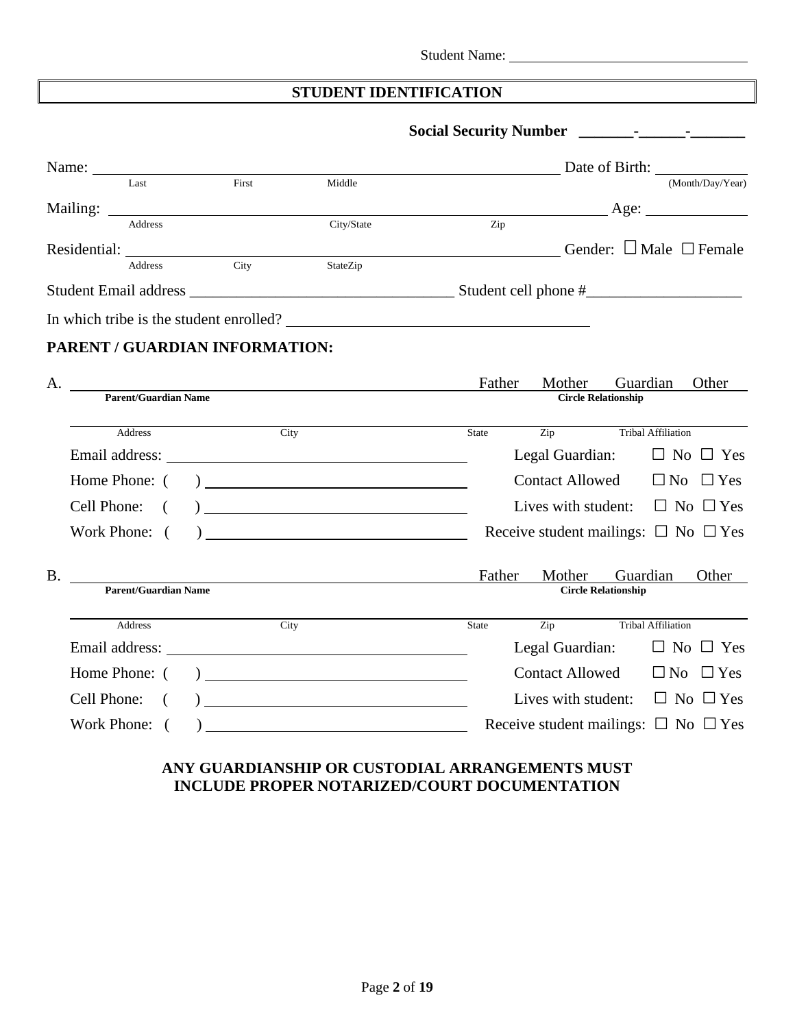Student Name: ______________________________

## STUDENT IDENTIFICATION

**Social Security Number _______-______-_______**

Name: ________________________________________________ Date of Birth: ____________
Last First Middle (Month/Day/Year)

Mailing: ________________________________________________ Age: ____________
Address City/State Zip

Residential: ________________________________________________ Gender: ☐ Male ☐ Female
Address City StateZip

Student Email address _________________________________ Student cell phone #____________________

In which tribe is the student enrolled? ______________________________________

### PARENT / GUARDIAN INFORMATION:

A. ________________________________________ Father Mother Guardian Other
**Parent/Guardian Name** **Circle Relationship**

________________________________________________________________________
Address City State Zip Tribal Affiliation

Email address: ______________________________ Legal Guardian: ☐ No ☐ Yes

Home Phone: ( ) ______________________________ Contact Allowed ☐ No ☐ Yes

Cell Phone: ( ) ______________________________ Lives with student: ☐ No ☐ Yes

Work Phone: ( ) ______________________________ Receive student mailings: ☐ No ☐ Yes

B. ________________________________________ Father Mother Guardian Other
**Parent/Guardian Name** **Circle Relationship**

________________________________________________________________________
Address City State Zip Tribal Affiliation

Email address: ______________________________ Legal Guardian: ☐ No ☐ Yes

Home Phone: ( ) ______________________________ Contact Allowed ☐ No ☐ Yes

Cell Phone: ( ) ______________________________ Lives with student: ☐ No ☐ Yes

Work Phone: ( ) ______________________________ Receive student mailings: ☐ No ☐ Yes

**ANY GUARDIANSHIP OR CUSTODIAL ARRANGEMENTS MUST INCLUDE PROPER NOTARIZED/COURT DOCUMENTATION**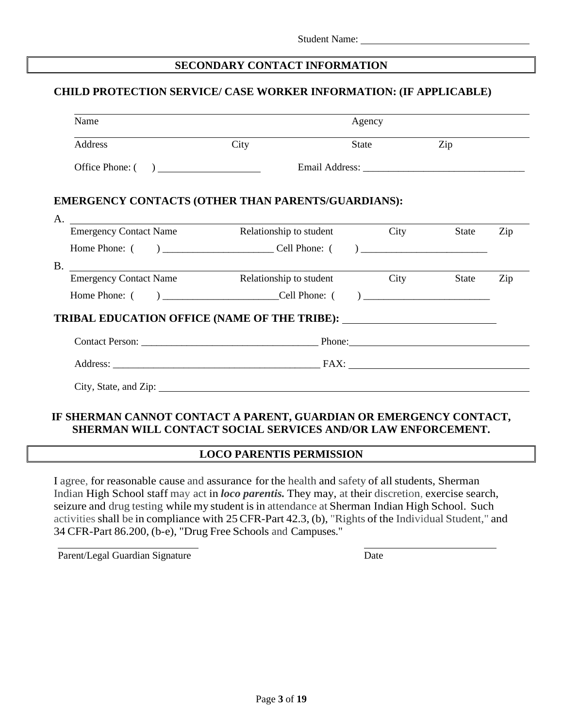Student Name: ______________________________

## SECONDARY CONTACT INFORMATION

### CHILD PROTECTION SERVICE/ CASE WORKER INFORMATION: (IF APPLICABLE)

______________________________________________________________________

Name Agency

______________________________________________________________________

Address City State Zip

Office Phone: ( ) ____________________ Email Address: ________________________________

### EMERGENCY CONTACTS (OTHER THAN PARENTS/GUARDIANS):

A. ______________________________________________________________________

Emergency Contact Name Relationship to student City State Zip

Home Phone: ( ) ______________________ Cell Phone: ( ) _________________________

B. ______________________________________________________________________

Emergency Contact Name Relationship to student City State Zip

Home Phone: ( ) _______________________Cell Phone: ( ) _________________________

### TRIBAL EDUCATION OFFICE (NAME OF THE TRIBE): ____________________________

Contact Person: __________________________________ Phone: ___________________________________

Address: ________________________________________ FAX: ___________________________________

City, State, and Zip: ______________________________________________________________________

**IF SHERMAN CANNOT CONTACT A PARENT, GUARDIAN OR EMERGENCY CONTACT, SHERMAN WILL CONTACT SOCIAL SERVICES AND/OR LAW ENFORCEMENT.**

## LOCO PARENTIS PERMISSION

I agree, for reasonable cause and assurance for the health and safety of all students, Sherman Indian High School staff may act in ***loco parentis.*** They may, at their discretion, exercise search, seizure and drug testing while my student is in attendance at Sherman Indian High School. Such activities shall be in compliance with 25 CFR-Part 42.3, (b), "Rights of the Individual Student," and 34 CFR-Part 86.200, (b-e), "Drug Free Schools and Campuses."

____________________________ ____________________________

Parent/Legal Guardian Signature Date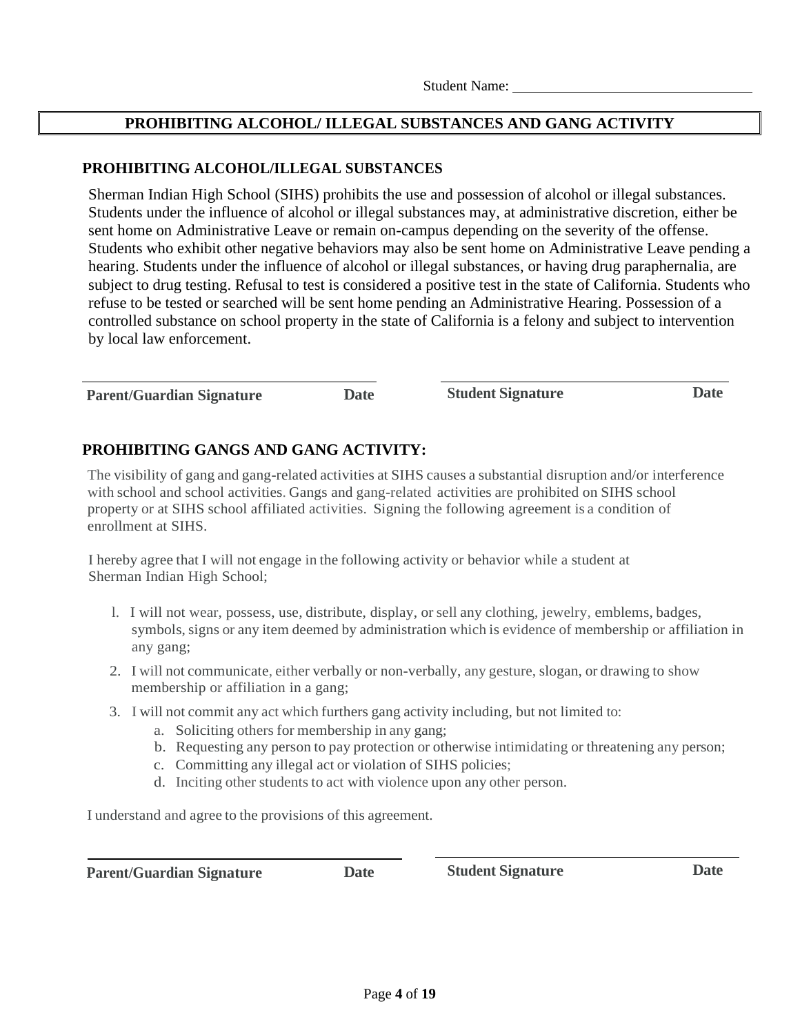Student Name: ______________________________

## PROHIBITING ALCOHOL/ ILLEGAL SUBSTANCES AND GANG ACTIVITY

### PROHIBITING ALCOHOL/ILLEGAL SUBSTANCES

Sherman Indian High School (SIHS) prohibits the use and possession of alcohol or illegal substances. Students under the influence of alcohol or illegal substances may, at administrative discretion, either be sent home on Administrative Leave or remain on-campus depending on the severity of the offense. Students who exhibit other negative behaviors may also be sent home on Administrative Leave pending a hearing. Students under the influence of alcohol or illegal substances, or having drug paraphernalia, are subject to drug testing. Refusal to test is considered a positive test in the state of California. Students who refuse to be tested or searched will be sent home pending an Administrative Hearing. Possession of a controlled substance on school property in the state of California is a felony and subject to intervention by local law enforcement.

______________________________ ______________________________

**Parent/Guardian Signature** **Date** **Student Signature** **Date**

### PROHIBITING GANGS AND GANG ACTIVITY:

The visibility of gang and gang-related activities at SIHS causes a substantial disruption and/or interference with school and school activities. Gangs and gang-related activities are prohibited on SIHS school property or at SIHS school affiliated activities. Signing the following agreement is a condition of enrollment at SIHS.

I hereby agree that I will not engage in the following activity or behavior while a student at Sherman Indian High School;

1. I will not wear, possess, use, distribute, display, or sell any clothing, jewelry, emblems, badges, symbols, signs or any item deemed by administration which is evidence of membership or affiliation in any gang;
2. I will not communicate, either verbally or non-verbally, any gesture, slogan, or drawing to show membership or affiliation in a gang;
3. I will not commit any act which furthers gang activity including, but not limited to:
   a. Soliciting others for membership in any gang;
   b. Requesting any person to pay protection or otherwise intimidating or threatening any person;
   c. Committing any illegal act or violation of SIHS policies;
   d. Inciting other students to act with violence upon any other person.

I understand and agree to the provisions of this agreement.

______________________________ ______________________________

**Parent/Guardian Signature** **Date** **Student Signature** **Date**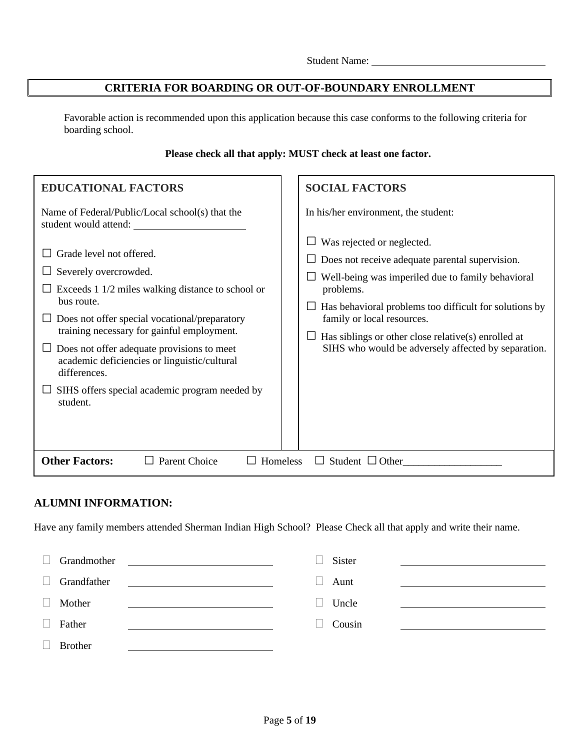Student Name: ______________________

## CRITERIA FOR BOARDING OR OUT-OF-BOUNDARY ENROLLMENT

Favorable action is recommended upon this application because this case conforms to the following criteria for boarding school.

**Please check all that apply: MUST check at least one factor.**

### EDUCATIONAL FACTORS

Name of Federal/Public/Local school(s) that the student would attend: ______________________

- ☐ Grade level not offered.
- ☐ Severely overcrowded.
- ☐ Exceeds 1 1/2 miles walking distance to school or bus route.
- ☐ Does not offer special vocational/preparatory training necessary for gainful employment.
- ☐ Does not offer adequate provisions to meet academic deficiencies or linguistic/cultural differences.
- ☐ SIHS offers special academic program needed by student.

### SOCIAL FACTORS

In his/her environment, the student:

- ☐ Was rejected or neglected.
- ☐ Does not receive adequate parental supervision.
- ☐ Well-being was imperiled due to family behavioral problems.
- ☐ Has behavioral problems too difficult for solutions by family or local resources.
- ☐ Has siblings or other close relative(s) enrolled at SIHS who would be adversely affected by separation.

**Other Factors:** ☐ Parent Choice ☐ Homeless ☐ Student ☐ Other___________________

### ALUMNI INFORMATION:

Have any family members attended Sherman Indian High School? Please Check all that apply and write their name.

- ☐ Grandmother ______________________
- ☐ Grandfather ______________________
- ☐ Mother ______________________
- ☐ Father ______________________
- ☐ Brother ______________________
- ☐ Sister ______________________
- ☐ Aunt ______________________
- ☐ Uncle ______________________
- ☐ Cousin ______________________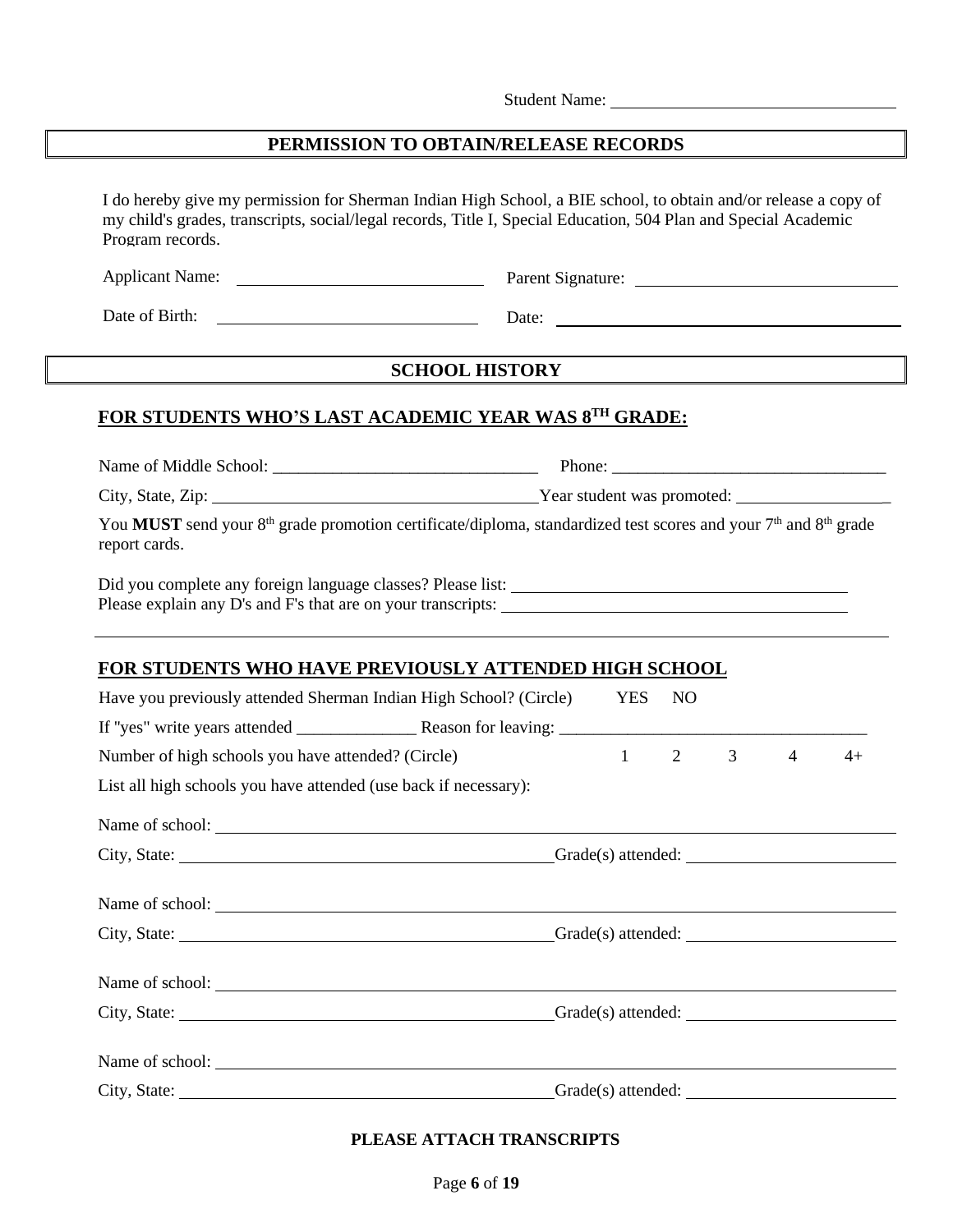Student Name: ________________________________

## PERMISSION TO OBTAIN/RELEASE RECORDS

I do hereby give my permission for Sherman Indian High School, a BIE school, to obtain and/or release a copy of my child's grades, transcripts, social/legal records, Title I, Special Education, 504 Plan and Special Academic Program records.

Applicant Name: ____________________________ Parent Signature: ______________________________

Date of Birth: ______________________________ Date: ________________________________________

## SCHOOL HISTORY

### FOR STUDENTS WHO'S LAST ACADEMIC YEAR WAS 8TH GRADE:

Name of Middle School: _______________________________ Phone: ________________________________

City, State, Zip: ______________________________________Year student was promoted: _________________

You **MUST** send your 8th grade promotion certificate/diploma, standardized test scores and your 7th and 8th grade report cards.

Did you complete any foreign language classes? Please list: ________________________________________

Please explain any D's and F's that are on your transcripts: ________________________________________

### FOR STUDENTS WHO HAVE PREVIOUSLY ATTENDED HIGH SCHOOL

Have you previously attended Sherman Indian High School? (Circle) YES NO

If "yes" write years attended ______________ Reason for leaving: ___________________________________

Number of high schools you have attended? (Circle) 1 2 3 4 4+

List all high schools you have attended (use back if necessary):

Name of school: ______________________________________________________________________________

City, State: ___________________________________________Grade(s) attended: _______________________

Name of school: ______________________________________________________________________________

City, State: ___________________________________________Grade(s) attended: _______________________

Name of school: ______________________________________________________________________________

City, State: ___________________________________________Grade(s) attended: _______________________

Name of school: ______________________________________________________________________________

City, State: ___________________________________________Grade(s) attended: _______________________

**PLEASE ATTACH TRANSCRIPTS**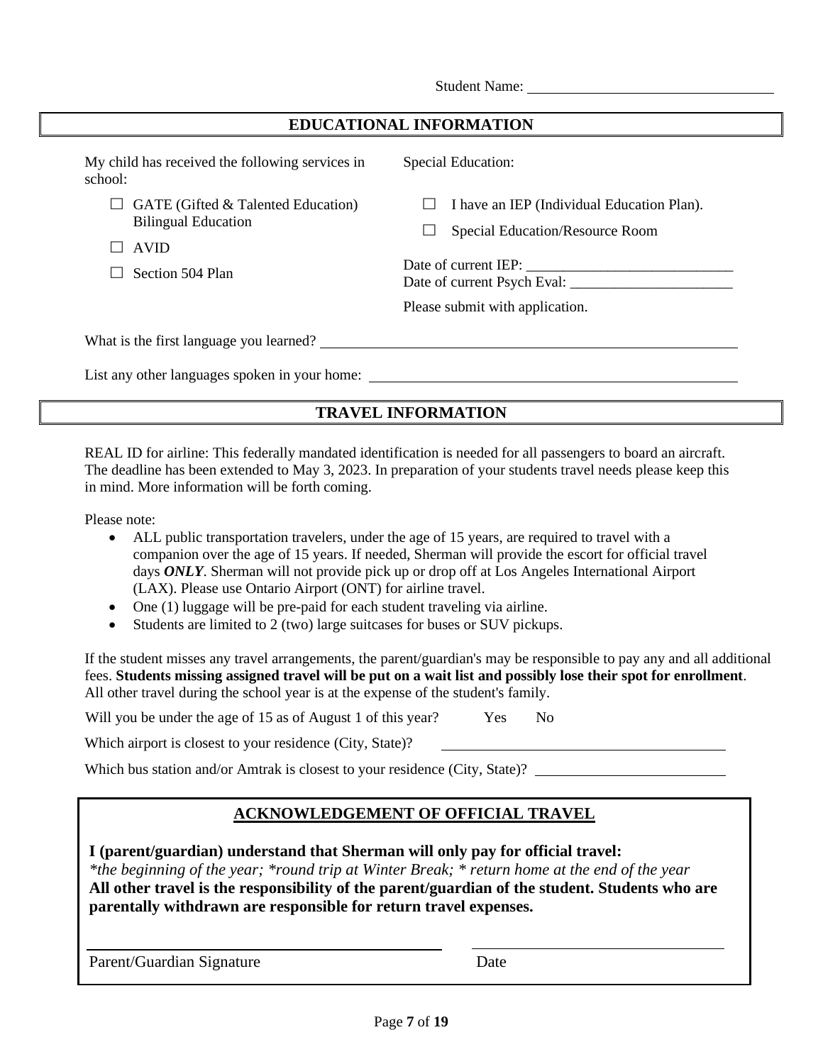Student Name: ___________________

## EDUCATIONAL INFORMATION

My child has received the following services in school:

- ☐ GATE (Gifted & Talented Education) Bilingual Education
- ☐ AVID
- ☐ Section 504 Plan

Special Education:

- ☐ I have an IEP (Individual Education Plan).
- ☐ Special Education/Resource Room

Date of current IEP: ___________________
Date of current Psych Eval: ___________________

Please submit with application.

What is the first language you learned? ___________________

List any other languages spoken in your home: ___________________

## TRAVEL INFORMATION

REAL ID for airline: This federally mandated identification is needed for all passengers to board an aircraft. The deadline has been extended to May 3, 2023. In preparation of your students travel needs please keep this in mind. More information will be forth coming.

Please note:

- ALL public transportation travelers, under the age of 15 years, are required to travel with a companion over the age of 15 years. If needed, Sherman will provide the escort for official travel days ***ONLY***. Sherman will not provide pick up or drop off at Los Angeles International Airport (LAX). Please use Ontario Airport (ONT) for airline travel.
- One (1) luggage will be pre-paid for each student traveling via airline.
- Students are limited to 2 (two) large suitcases for buses or SUV pickups.

If the student misses any travel arrangements, the parent/guardian's may be responsible to pay any and all additional fees. **Students missing assigned travel will be put on a wait list and possibly lose their spot for enrollment**. All other travel during the school year is at the expense of the student's family.

Will you be under the age of 15 as of August 1 of this year? Yes No

Which airport is closest to your residence (City, State)? ___________________

Which bus station and/or Amtrak is closest to your residence (City, State)? ___________________

## ACKNOWLEDGEMENT OF OFFICIAL TRAVEL

**I (parent/guardian) understand that Sherman will only pay for official travel:**
*\*the beginning of the year; \*round trip at Winter Break; \* return home at the end of the year*
**All other travel is the responsibility of the parent/guardian of the student. Students who are parentally withdrawn are responsible for return travel expenses.**

___________________ ___________________
Parent/Guardian Signature Date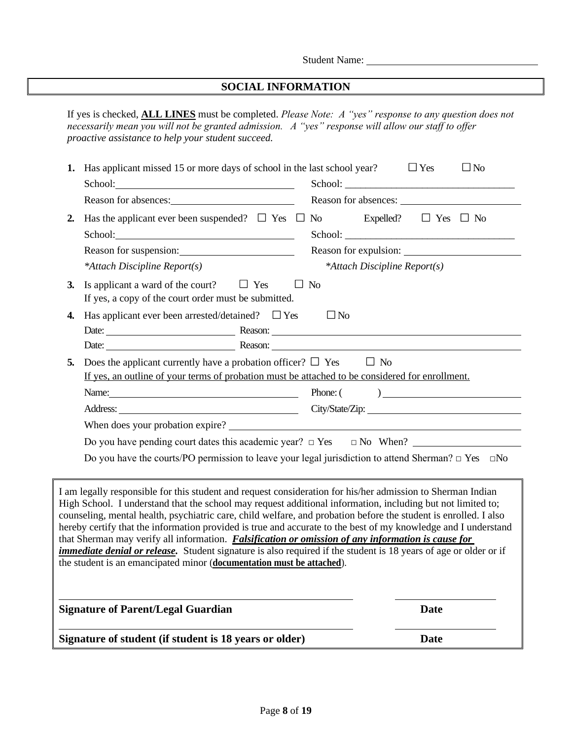Student Name: ________________________________

## SOCIAL INFORMATION

If yes is checked, **<u>ALL LINES</u>** must be completed. *Please Note: A "yes" response to any question does not necessarily mean you will not be granted admission. A "yes" response will allow our staff to offer proactive assistance to help your student succeed.*

**1.** Has applicant missed 15 or more days of school in the last school year? ☐ Yes ☐ No

School: ________________________________ School: ________________________________

Reason for absences: ______________________ Reason for absences: ______________________

**2.** Has the applicant ever been suspended? ☐ Yes ☐ No Expelled? ☐ Yes ☐ No

School: ________________________________ School: ________________________________

Reason for suspension: ____________________ Reason for expulsion: ____________________

*\*Attach Discipline Report(s)* *\*Attach Discipline Report(s)*

**3.** Is applicant a ward of the court? ☐ Yes ☐ No
If yes, a copy of the court order must be submitted.

**4.** Has applicant ever been arrested/detained? ☐ Yes ☐ No

Date: ______________________ Reason: ______________________________________________

Date: ______________________ Reason: ______________________________________________

**5.** Does the applicant currently have a probation officer? ☐ Yes ☐ No
<u>If yes, an outline of your terms of probation must be attached to be considered for enrollment.</u>

Name: ________________________________ Phone: ( ) ______________________

Address: ______________________________ City/State/Zip: ______________________

When does your probation expire? ______________________________________________

Do you have pending court dates this academic year? □ Yes □ No When? __________________

Do you have the courts/PO permission to leave your legal jurisdiction to attend Sherman? □ Yes □No

---

I am legally responsible for this student and request consideration for his/her admission to Sherman Indian High School. I understand that the school may request additional information, including but not limited to; counseling, mental health, psychiatric care, child welfare, and probation before the student is enrolled. I also hereby certify that the information provided is true and accurate to the best of my knowledge and I understand that Sherman may verify all information. ***<u>Falsification or omission of any information is cause for immediate denial or release</u>.*** Student signature is also required if the student is 18 years of age or older or if the student is an emancipated minor (**<u>documentation must be attached</u>**).

______________________________________________ ____________________

**Signature of Parent/Legal Guardian** **Date**

______________________________________________ ____________________

**Signature of student (if student is 18 years or older)** **Date**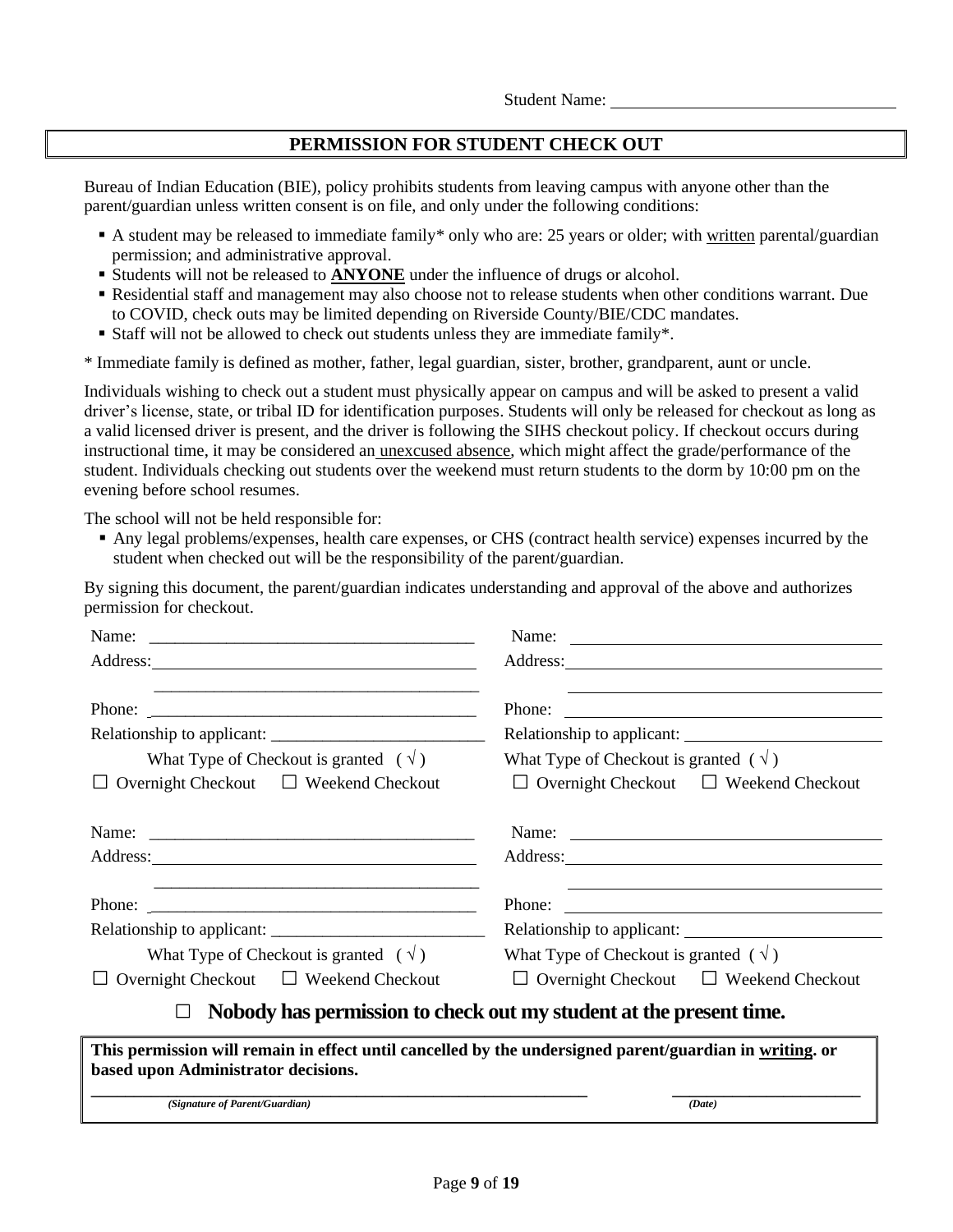Student Name: ___________________________

## PERMISSION FOR STUDENT CHECK OUT

Bureau of Indian Education (BIE), policy prohibits students from leaving campus with anyone other than the parent/guardian unless written consent is on file, and only under the following conditions:

- A student may be released to immediate family* only who are: 25 years or older; with written parental/guardian permission; and administrative approval.
- Students will not be released to **ANYONE** under the influence of drugs or alcohol.
- Residential staff and management may also choose not to release students when other conditions warrant. Due to COVID, check outs may be limited depending on Riverside County/BIE/CDC mandates.
- Staff will not be allowed to check out students unless they are immediate family*.

* Immediate family is defined as mother, father, legal guardian, sister, brother, grandparent, aunt or uncle.

Individuals wishing to check out a student must physically appear on campus and will be asked to present a valid driver's license, state, or tribal ID for identification purposes. Students will only be released for checkout as long as a valid licensed driver is present, and the driver is following the SIHS checkout policy. If checkout occurs during instructional time, it may be considered an unexcused absence, which might affect the grade/performance of the student. Individuals checking out students over the weekend must return students to the dorm by 10:00 pm on the evening before school resumes.

The school will not be held responsible for:

- Any legal problems/expenses, health care expenses, or CHS (contract health service) expenses incurred by the student when checked out will be the responsibility of the parent/guardian.

By signing this document, the parent/guardian indicates understanding and approval of the above and authorizes permission for checkout.

Name: ___________________________
Address: ___________________________
___________________________
Phone: ___________________________
Relationship to applicant: ___________________________
What Type of Checkout is granted ( √ )
☐ Overnight Checkout ☐ Weekend Checkout

Name: ___________________________
Address: ___________________________
___________________________
Phone: ___________________________
Relationship to applicant: ___________________________
What Type of Checkout is granted ( √ )
☐ Overnight Checkout ☐ Weekend Checkout

Name: ___________________________
Address: ___________________________
___________________________
Phone: ___________________________
Relationship to applicant: ___________________________
What Type of Checkout is granted ( √ )
☐ Overnight Checkout ☐ Weekend Checkout

Name: ___________________________
Address: ___________________________
___________________________
Phone: ___________________________
Relationship to applicant: ___________________________
What Type of Checkout is granted ( √ )
☐ Overnight Checkout ☐ Weekend Checkout

☐ **Nobody has permission to check out my student at the present time.**

**This permission will remain in effect until cancelled by the undersigned parent/guardian in writing. or based upon Administrator decisions.**

___________________________ ___________________________
*(Signature of Parent/Guardian)* *(Date)*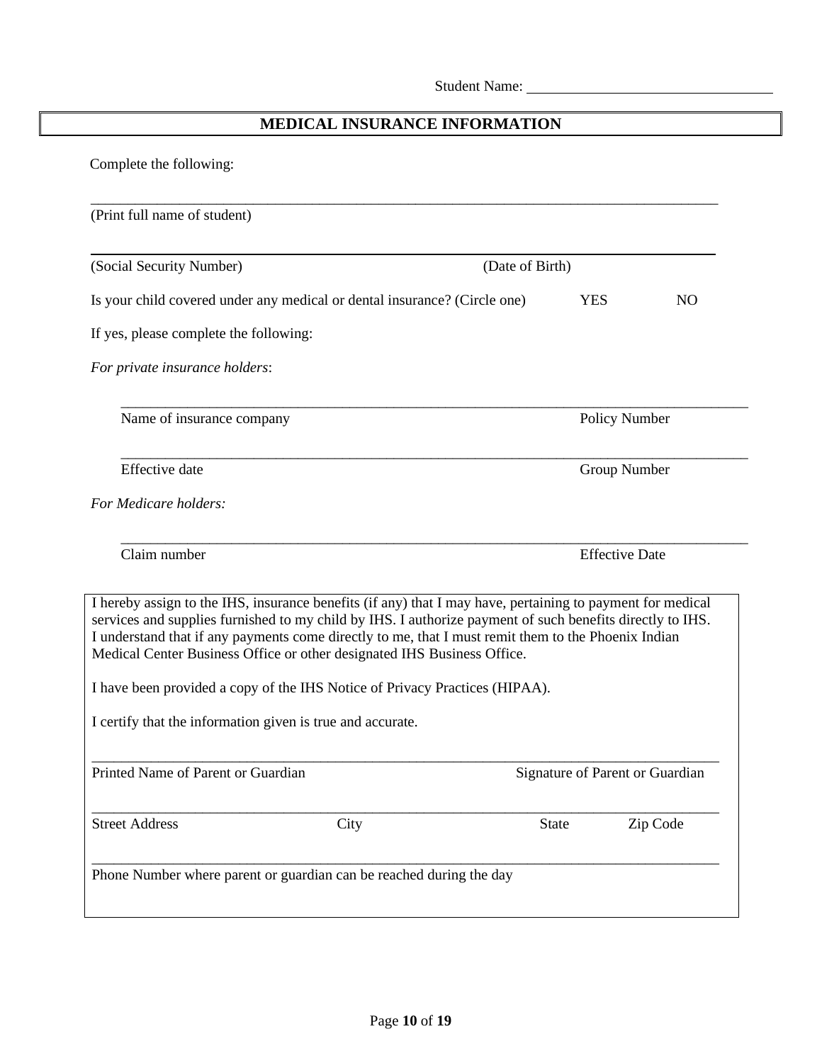Student Name: ________________________________

## MEDICAL INSURANCE INFORMATION

Complete the following:

_______________________________________________________________________________

(Print full name of student)

_______________________________________________________________________________

(Social Security Number) (Date of Birth)

Is your child covered under any medical or dental insurance? (Circle one) YES NO

If yes, please complete the following:

*For private insurance holders*:

_______________________________________________________________________________

Name of insurance company Policy Number

_______________________________________________________________________________

Effective date Group Number

*For Medicare holders:*

_______________________________________________________________________________

Claim number Effective Date

I hereby assign to the IHS, insurance benefits (if any) that I may have, pertaining to payment for medical services and supplies furnished to my child by IHS. I authorize payment of such benefits directly to IHS. I understand that if any payments come directly to me, that I must remit them to the Phoenix Indian Medical Center Business Office or other designated IHS Business Office.

I have been provided a copy of the IHS Notice of Privacy Practices (HIPAA).

I certify that the information given is true and accurate.

_______________________________________________________________________________

Printed Name of Parent or Guardian Signature of Parent or Guardian

_______________________________________________________________________________

Street Address City State Zip Code

_______________________________________________________________________________

Phone Number where parent or guardian can be reached during the day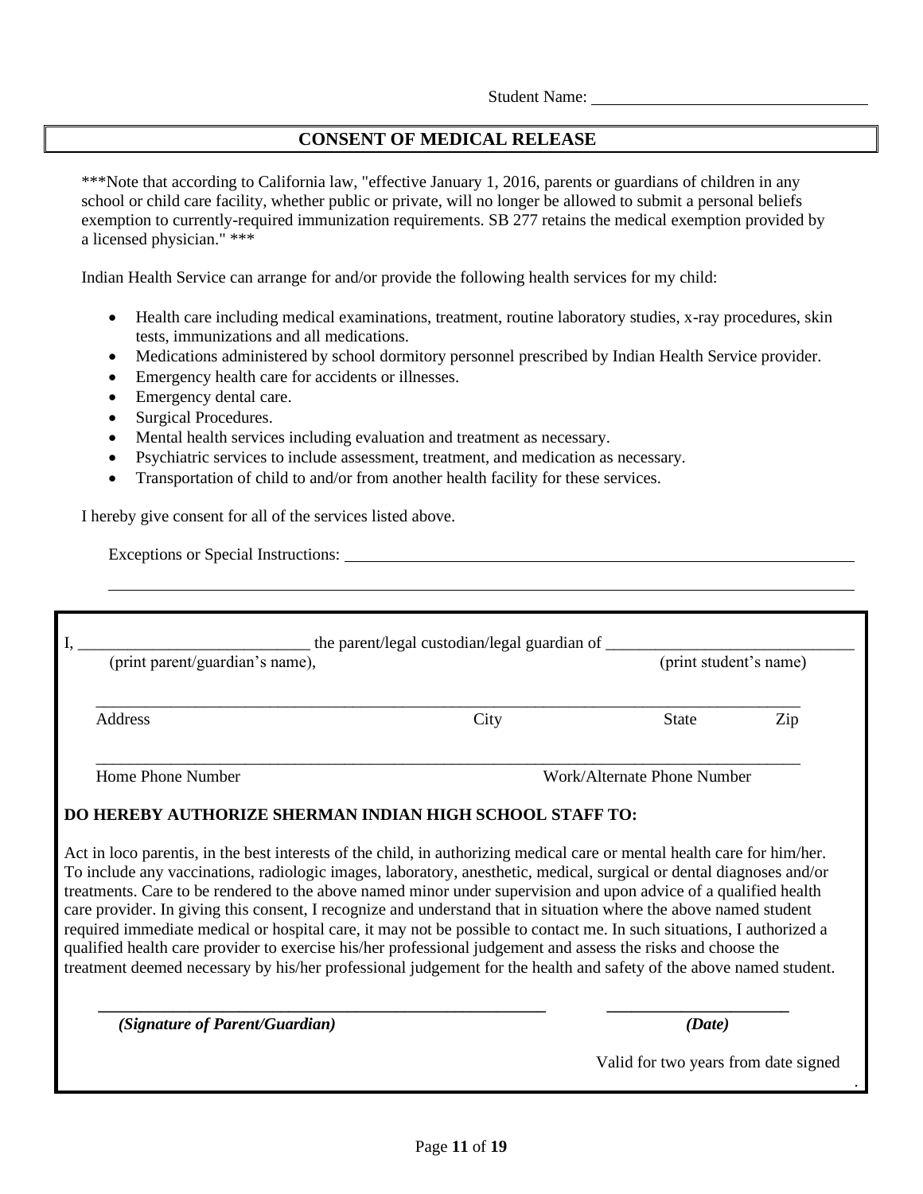Student Name: ________________________________

## CONSENT OF MEDICAL RELEASE

***Note that according to California law, "effective January 1, 2016, parents or guardians of children in any school or child care facility, whether public or private, will no longer be allowed to submit a personal beliefs exemption to currently-required immunization requirements. SB 277 retains the medical exemption provided by a licensed physician." ***

Indian Health Service can arrange for and/or provide the following health services for my child:

- Health care including medical examinations, treatment, routine laboratory studies, x-ray procedures, skin tests, immunizations and all medications.
- Medications administered by school dormitory personnel prescribed by Indian Health Service provider.
- Emergency health care for accidents or illnesses.
- Emergency dental care.
- Surgical Procedures.
- Mental health services including evaluation and treatment as necessary.
- Psychiatric services to include assessment, treatment, and medication as necessary.
- Transportation of child to and/or from another health facility for these services.

I hereby give consent for all of the services listed above.

Exceptions or Special Instructions: ________________________________________________________________

________________________________________________________________________________________

I, ____________________________ the parent/legal custodian/legal guardian of ______________________________
(print parent/guardian's name), (print student's name)

________________________________________________________________________________________
Address City State Zip

________________________________________________________________________________________
Home Phone Number Work/Alternate Phone Number

**DO HEREBY AUTHORIZE SHERMAN INDIAN HIGH SCHOOL STAFF TO:**

Act in loco parentis, in the best interests of the child, in authorizing medical care or mental health care for him/her. To include any vaccinations, radiologic images, laboratory, anesthetic, medical, surgical or dental diagnoses and/or treatments. Care to be rendered to the above named minor under supervision and upon advice of a qualified health care provider. In giving this consent, I recognize and understand that in situation where the above named student required immediate medical or hospital care, it may not be possible to contact me. In such situations, I authorized a qualified health care provider to exercise his/her professional judgement and assess the risks and choose the treatment deemed necessary by his/her professional judgement for the health and safety of the above named student.

________________________________________________ ______________________
***(Signature of Parent/Guardian)*** ***(Date)***

Valid for two years from date signed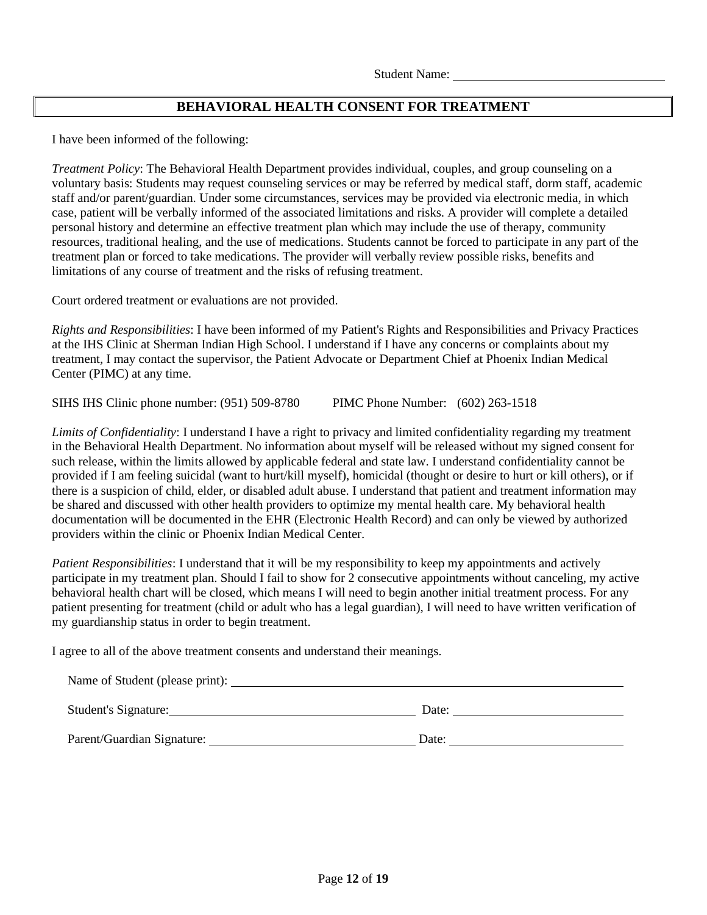Student Name: ______________________________

# BEHAVIORAL HEALTH CONSENT FOR TREATMENT

I have been informed of the following:

*Treatment Policy*: The Behavioral Health Department provides individual, couples, and group counseling on a voluntary basis: Students may request counseling services or may be referred by medical staff, dorm staff, academic staff and/or parent/guardian. Under some circumstances, services may be provided via electronic media, in which case, patient will be verbally informed of the associated limitations and risks. A provider will complete a detailed personal history and determine an effective treatment plan which may include the use of therapy, community resources, traditional healing, and the use of medications. Students cannot be forced to participate in any part of the treatment plan or forced to take medications. The provider will verbally review possible risks, benefits and limitations of any course of treatment and the risks of refusing treatment.

Court ordered treatment or evaluations are not provided.

*Rights and Responsibilities*: I have been informed of my Patient's Rights and Responsibilities and Privacy Practices at the IHS Clinic at Sherman Indian High School. I understand if I have any concerns or complaints about my treatment, I may contact the supervisor, the Patient Advocate or Department Chief at Phoenix Indian Medical Center (PIMC) at any time.

SIHS IHS Clinic phone number: (951) 509-8780     PIMC Phone Number: (602) 263-1518

*Limits of Confidentiality*: I understand I have a right to privacy and limited confidentiality regarding my treatment in the Behavioral Health Department. No information about myself will be released without my signed consent for such release, within the limits allowed by applicable federal and state law. I understand confidentiality cannot be provided if I am feeling suicidal (want to hurt/kill myself), homicidal (thought or desire to hurt or kill others), or if there is a suspicion of child, elder, or disabled adult abuse. I understand that patient and treatment information may be shared and discussed with other health providers to optimize my mental health care. My behavioral health documentation will be documented in the EHR (Electronic Health Record) and can only be viewed by authorized providers within the clinic or Phoenix Indian Medical Center.

*Patient Responsibilities*: I understand that it will be my responsibility to keep my appointments and actively participate in my treatment plan. Should I fail to show for 2 consecutive appointments without canceling, my active behavioral health chart will be closed, which means I will need to begin another initial treatment process. For any patient presenting for treatment (child or adult who has a legal guardian), I will need to have written verification of my guardianship status in order to begin treatment.

I agree to all of the above treatment consents and understand their meanings.

Name of Student (please print): ______________________________

Student's Signature: ______________________________ Date: ______________

Parent/Guardian Signature: ______________________________ Date: ______________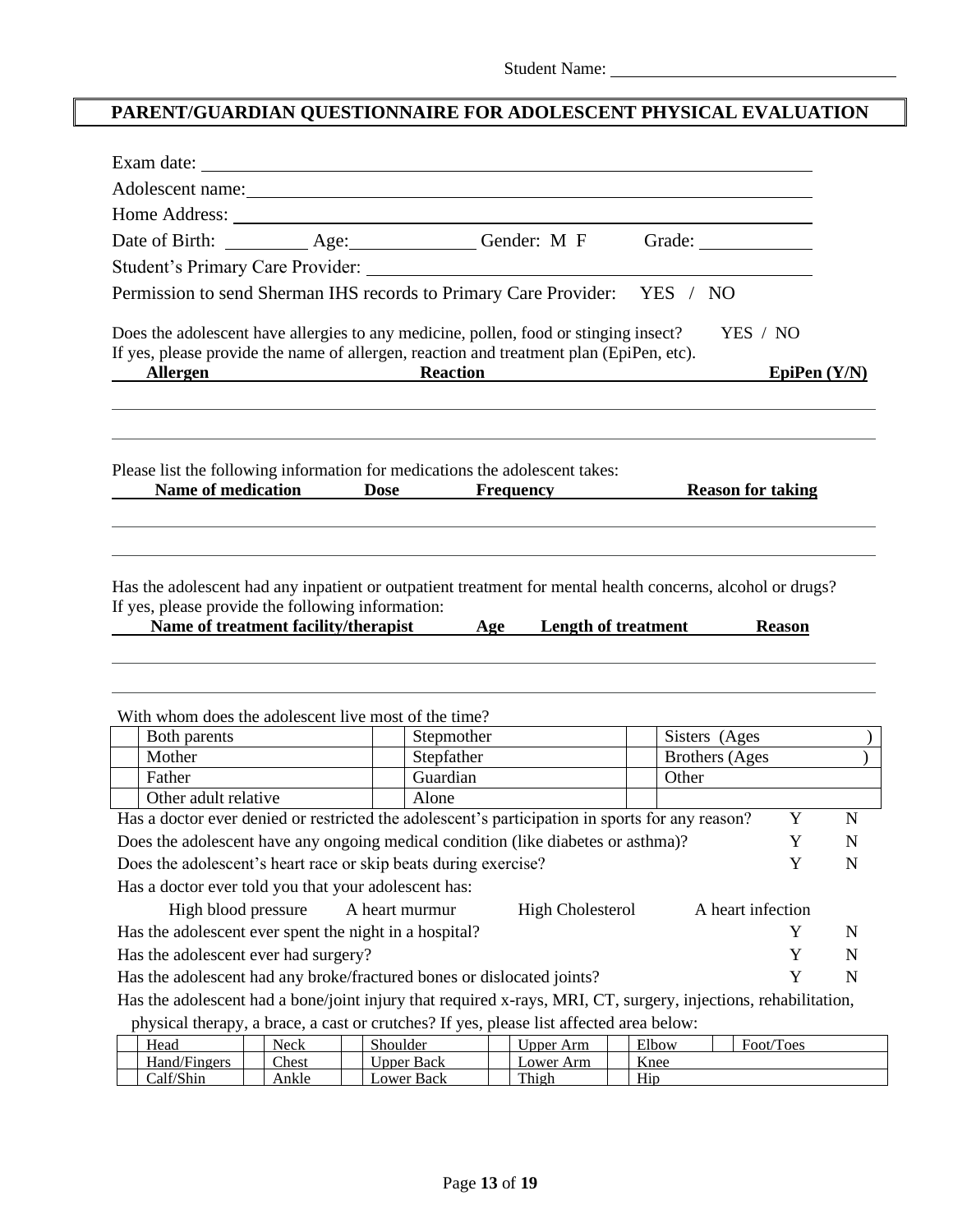Student Name: ________________________________

# PARENT/GUARDIAN QUESTIONNAIRE FOR ADOLESCENT PHYSICAL EVALUATION

Exam date: ____________________________________________

Adolescent name: ____________________________________________

Home Address: ____________________________________________

Date of Birth: _________ Age: _____________ Gender: M F Grade: ____________

Student's Primary Care Provider: ____________________________________________

Permission to send Sherman IHS records to Primary Care Provider: YES / NO

Does the adolescent have allergies to any medicine, pollen, food or stinging insect? YES / NO
If yes, please provide the name of allergen, reaction and treatment plan (EpiPen, etc).

| **Allergen** | **Reaction** | **EpiPen (Y/N)** |
|---|---|---|
| | | |
| | | |

Please list the following information for medications the adolescent takes:

| **Name of medication** | **Dose** | **Frequency** | **Reason for taking** |
|---|---|---|---|
| | | | |
| | | | |

Has the adolescent had any inpatient or outpatient treatment for mental health concerns, alcohol or drugs?
If yes, please provide the following information:

| **Name of treatment facility/therapist** | **Age** | **Length of treatment** | **Reason** |
|---|---|---|---|
| | | | |
| | | | |

With whom does the adolescent live most of the time?

| | | | | | |
|---|---|---|---|---|---|
| | Both parents | | Stepmother | | Sisters (Ages ) |
| | Mother | | Stepfather | | Brothers (Ages ) |
| | Father | | Guardian | | Other |
| | Other adult relative | | Alone | | |

Has a doctor ever denied or restricted the adolescent's participation in sports for any reason? Y N

Does the adolescent have any ongoing medical condition (like diabetes or asthma)? Y N

Does the adolescent's heart race or skip beats during exercise? Y N

Has a doctor ever told you that your adolescent has:

High blood pressure    A heart murmur    High Cholesterol    A heart infection

Has the adolescent ever spent the night in a hospital? Y N

Has the adolescent ever had surgery? Y N

Has the adolescent had any broke/fractured bones or dislocated joints? Y N

Has the adolescent had a bone/joint injury that required x-rays, MRI, CT, surgery, injections, rehabilitation, physical therapy, a brace, a cast or crutches? If yes, please list affected area below:

| | | | | | | | | | | | |
|---|---|---|---|---|---|---|---|---|---|---|---|
| | Head | | Neck | | Shoulder | | Upper Arm | | Elbow | | Foot/Toes |
| | Hand/Fingers | | Chest | | Upper Back | | Lower Arm | | Knee | | |
| | Calf/Shin | | Ankle | | Lower Back | | Thigh | | Hip | | |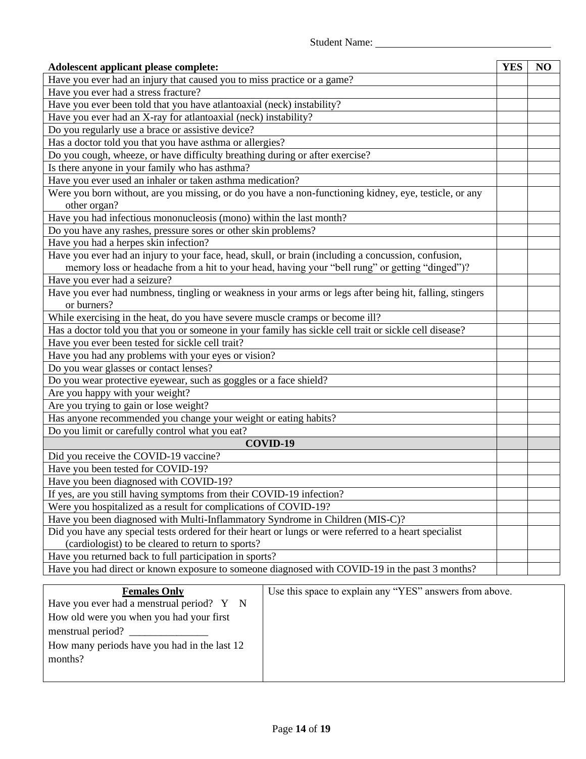Student Name: ________________________________

| Adolescent applicant please complete: | YES | NO |
|---|---|---|
| Have you ever had an injury that caused you to miss practice or a game? | | |
| Have you ever had a stress fracture? | | |
| Have you ever been told that you have atlantoaxial (neck) instability? | | |
| Have you ever had an X-ray for atlantoaxial (neck) instability? | | |
| Do you regularly use a brace or assistive device? | | |
| Has a doctor told you that you have asthma or allergies? | | |
| Do you cough, wheeze, or have difficulty breathing during or after exercise? | | |
| Is there anyone in your family who has asthma? | | |
| Have you ever used an inhaler or taken asthma medication? | | |
| Were you born without, are you missing, or do you have a non-functioning kidney, eye, testicle, or any other organ? | | |
| Have you had infectious mononucleosis (mono) within the last month? | | |
| Do you have any rashes, pressure sores or other skin problems? | | |
| Have you had a herpes skin infection? | | |
| Have you ever had an injury to your face, head, skull, or brain (including a concussion, confusion, memory loss or headache from a hit to your head, having your "bell rung" or getting "dinged")? | | |
| Have you ever had a seizure? | | |
| Have you ever had numbness, tingling or weakness in your arms or legs after being hit, falling, stingers or burners? | | |
| While exercising in the heat, do you have severe muscle cramps or become ill? | | |
| Has a doctor told you that you or someone in your family has sickle cell trait or sickle cell disease? | | |
| Have you ever been tested for sickle cell trait? | | |
| Have you had any problems with your eyes or vision? | | |
| Do you wear glasses or contact lenses? | | |
| Do you wear protective eyewear, such as goggles or a face shield? | | |
| Are you happy with your weight? | | |
| Are you trying to gain or lose weight? | | |
| Has anyone recommended you change your weight or eating habits? | | |
| Do you limit or carefully control what you eat? | | |
| **COVID-19** | | |
| Did you receive the COVID-19 vaccine? | | |
| Have you been tested for COVID-19? | | |
| Have you been diagnosed with COVID-19? | | |
| If yes, are you still having symptoms from their COVID-19 infection? | | |
| Were you hospitalized as a result for complications of COVID-19? | | |
| Have you been diagnosed with Multi-Inflammatory Syndrome in Children (MIS-C)? | | |
| Did you have any special tests ordered for their heart or lungs or were referred to a heart specialist (cardiologist) to be cleared to return to sports? | | |
| Have you returned back to full participation in sports? | | |
| Have you had direct or known exposure to someone diagnosed with COVID-19 in the past 3 months? | | |

| **Females Only** | Use this space to explain any "YES" answers from above. |
|---|---|
| Have you ever had a menstrual period? Y N<br>How old were you when you had your first menstrual period? _______________<br>How many periods have you had in the last 12 months? | |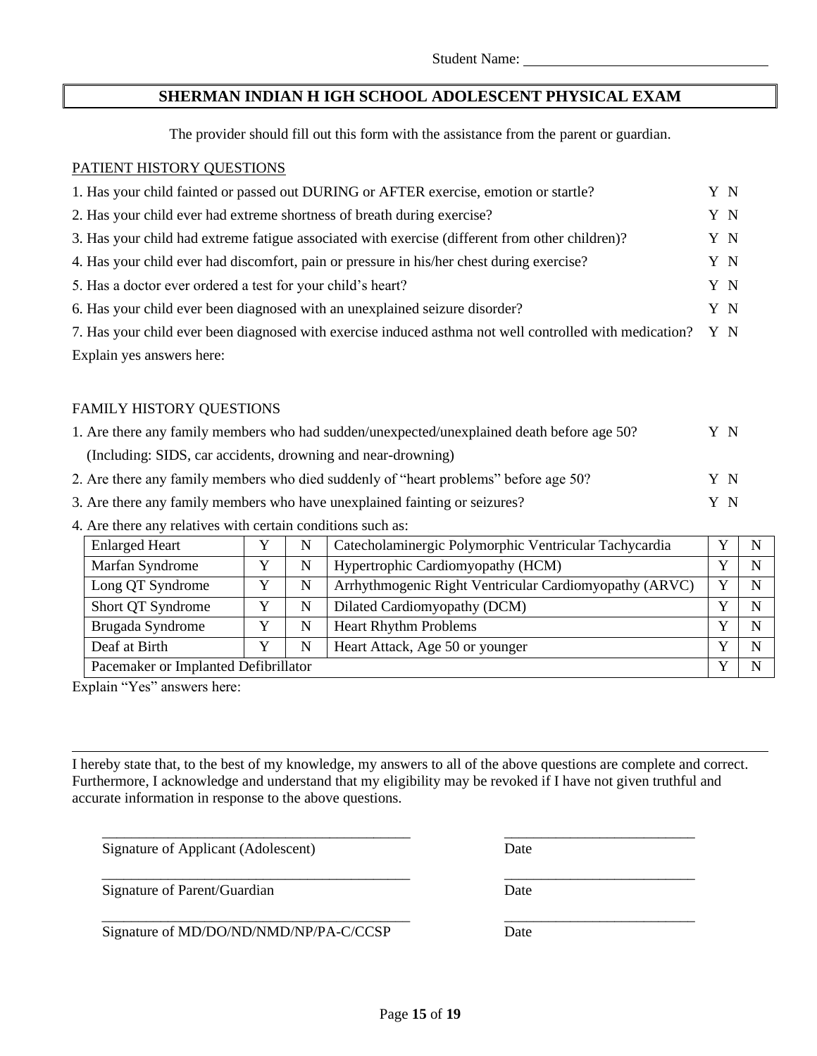Student Name: ______________________________

# SHERMAN INDIAN H IGH SCHOOL ADOLESCENT PHYSICAL EXAM

The provider should fill out this form with the assistance from the parent or guardian.

## PATIENT HISTORY QUESTIONS

1. Has your child fainted or passed out DURING or AFTER exercise, emotion or startle? Y N
2. Has your child ever had extreme shortness of breath during exercise? Y N
3. Has your child had extreme fatigue associated with exercise (different from other children)? Y N
4. Has your child ever had discomfort, pain or pressure in his/her chest during exercise? Y N
5. Has a doctor ever ordered a test for your child's heart? Y N
6. Has your child ever been diagnosed with an unexplained seizure disorder? Y N
7. Has your child ever been diagnosed with exercise induced asthma not well controlled with medication? Y N

Explain yes answers here:

## FAMILY HISTORY QUESTIONS

1. Are there any family members who had sudden/unexpected/unexplained death before age 50? Y N
   (Including: SIDS, car accidents, drowning and near-drowning)
2. Are there any family members who died suddenly of "heart problems" before age 50? Y N
3. Are there any family members who have unexplained fainting or seizures? Y N
4. Are there any relatives with certain conditions such as:

| Enlarged Heart | Y | N | Catecholaminergic Polymorphic Ventricular Tachycardia | Y | N |
|---|---|---|---|---|---|
| Marfan Syndrome | Y | N | Hypertrophic Cardiomyopathy (HCM) | Y | N |
| Long QT Syndrome | Y | N | Arrhythmogenic Right Ventricular Cardiomyopathy (ARVC) | Y | N |
| Short QT Syndrome | Y | N | Dilated Cardiomyopathy (DCM) | Y | N |
| Brugada Syndrome | Y | N | Heart Rhythm Problems | Y | N |
| Deaf at Birth | Y | N | Heart Attack, Age 50 or younger | Y | N |
| Pacemaker or Implanted Defibrillator | | | | Y | N |

Explain "Yes" answers here:

---

I hereby state that, to the best of my knowledge, my answers to all of the above questions are complete and correct. Furthermore, I acknowledge and understand that my eligibility may be revoked if I have not given truthful and accurate information in response to the above questions.

_____________________________________________ _____________________________

Signature of Applicant (Adolescent) Date

_____________________________________________ _____________________________

Signature of Parent/Guardian Date

_____________________________________________ _____________________________

Signature of MD/DO/ND/NMD/NP/PA-C/CCSP Date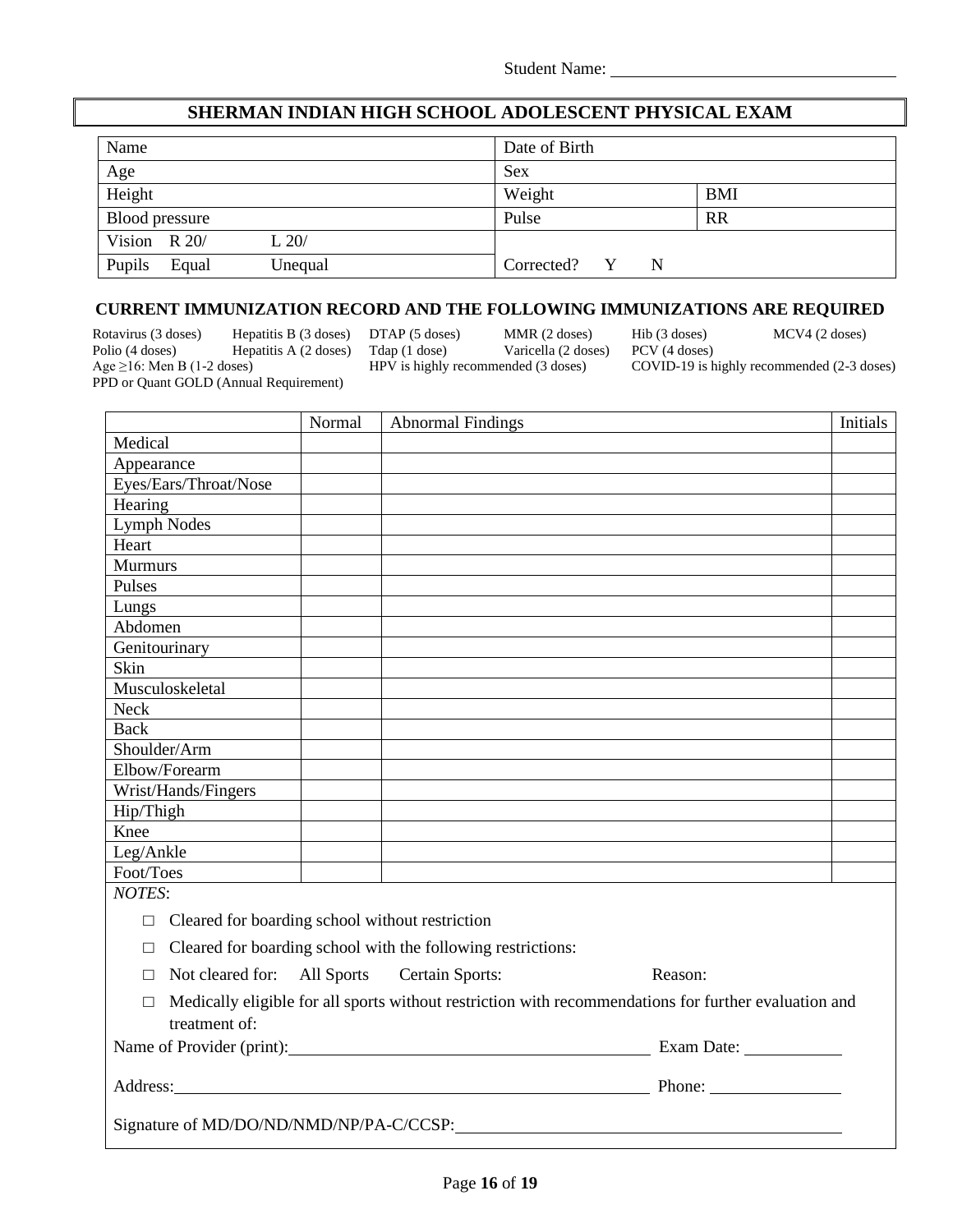Student Name: ______________________________

## SHERMAN INDIAN HIGH SCHOOL ADOLESCENT PHYSICAL EXAM

| Name | | Date of Birth | |
|---|---|---|---|
| Age | | Sex | |
| Height | | Weight | BMI |
| Blood pressure | | Pulse | RR |
| Vision R 20/ | L 20/ | | |
| Pupils Equal | Unequal | Corrected? Y N | |

### CURRENT IMMUNIZATION RECORD AND THE FOLLOWING IMMUNIZATIONS ARE REQUIRED

Rotavirus (3 doses) Hepatitis B (3 doses) DTAP (5 doses) MMR (2 doses) Hib (3 doses) MCV4 (2 doses)
Polio (4 doses) Hepatitis A (2 doses) Tdap (1 dose) Varicella (2 doses) PCV (4 doses)
Age ≥16: Men B (1-2 doses) HPV is highly recommended (3 doses) COVID-19 is highly recommended (2-3 doses)
PPD or Quant GOLD (Annual Requirement)

| | Normal | Abnormal Findings | Initials |
|---|---|---|---|
| Medical | | | |
| Appearance | | | |
| Eyes/Ears/Throat/Nose | | | |
| Hearing | | | |
| Lymph Nodes | | | |
| Heart | | | |
| Murmurs | | | |
| Pulses | | | |
| Lungs | | | |
| Abdomen | | | |
| Genitourinary | | | |
| Skin | | | |
| Musculoskeletal | | | |
| Neck | | | |
| Back | | | |
| Shoulder/Arm | | | |
| Elbow/Forearm | | | |
| Wrist/Hands/Fingers | | | |
| Hip/Thigh | | | |
| Knee | | | |
| Leg/Ankle | | | |
| Foot/Toes | | | |

*NOTES*:

- □ Cleared for boarding school without restriction
- □ Cleared for boarding school with the following restrictions:
- □ Not cleared for: All Sports Certain Sports: Reason:
- □ Medically eligible for all sports without restriction with recommendations for further evaluation and treatment of:

Name of Provider (print): ______________________________ Exam Date: ____________

Address: ______________________________ Phone: ____________

Signature of MD/DO/ND/NMD/NP/PA-C/CCSP: ______________________________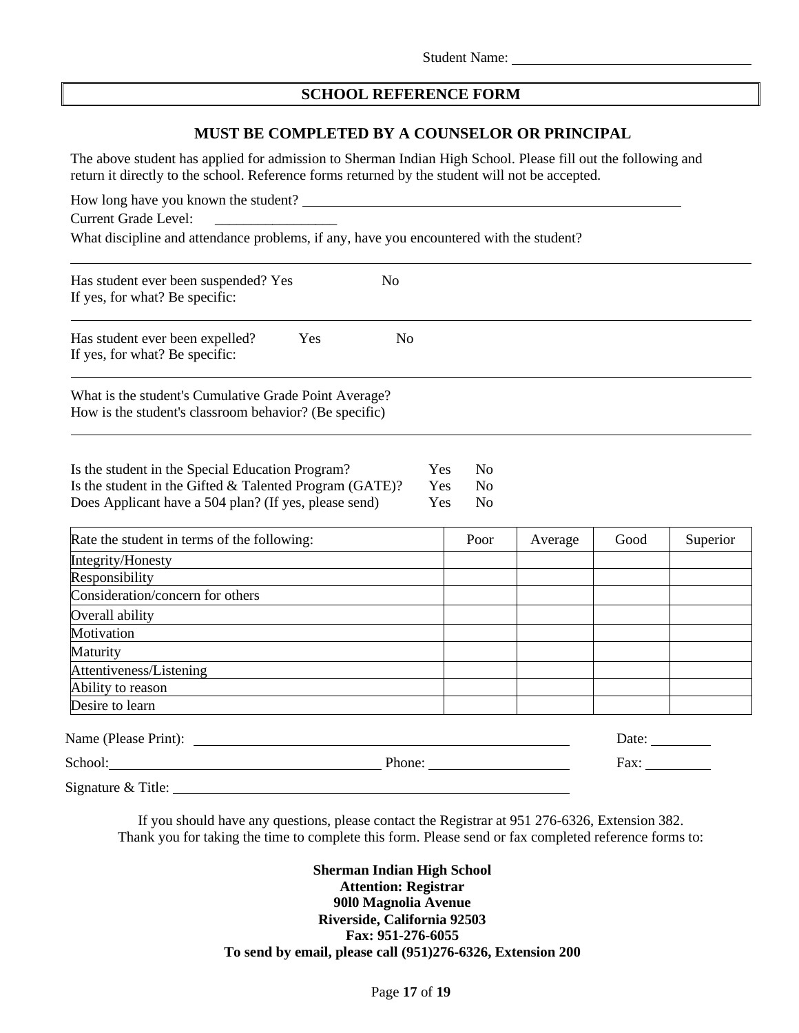Student Name: ______________________________

## SCHOOL REFERENCE FORM

### MUST BE COMPLETED BY A COUNSELOR OR PRINCIPAL

The above student has applied for admission to Sherman Indian High School. Please fill out the following and return it directly to the school. Reference forms returned by the student will not be accepted.

How long have you known the student? ______________________________________________

Current Grade Level: ________________

What discipline and attendance problems, if any, have you encountered with the student?

---

Has student ever been suspended? Yes No

If yes, for what? Be specific:

---

Has student ever been expelled? Yes No

If yes, for what? Be specific:

---

What is the student's Cumulative Grade Point Average?

How is the student's classroom behavior? (Be specific)

---

Is the student in the Special Education Program? Yes No

Is the student in the Gifted & Talented Program (GATE)? Yes No

Does Applicant have a 504 plan? (If yes, please send) Yes No

| Rate the student in terms of the following: | Poor | Average | Good | Superior |
|---|---|---|---|---|
| Integrity/Honesty | | | | |
| Responsibility | | | | |
| Consideration/concern for others | | | | |
| Overall ability | | | | |
| Motivation | | | | |
| Maturity | | | | |
| Attentiveness/Listening | | | | |
| Ability to reason | | | | |
| Desire to learn | | | | |

Name (Please Print): ______________________________ Date: ________

School: ______________________________ Phone: ________________ Fax: ________

Signature & Title: ______________________________

If you should have any questions, please contact the Registrar at 951 276-6326, Extension 382.
Thank you for taking the time to complete this form. Please send or fax completed reference forms to:

**Sherman Indian High School**
**Attention: Registrar**
**90l0 Magnolia Avenue**
**Riverside, California 92503**
**Fax: 951-276-6055**
**To send by email, please call (951)276-6326, Extension 200**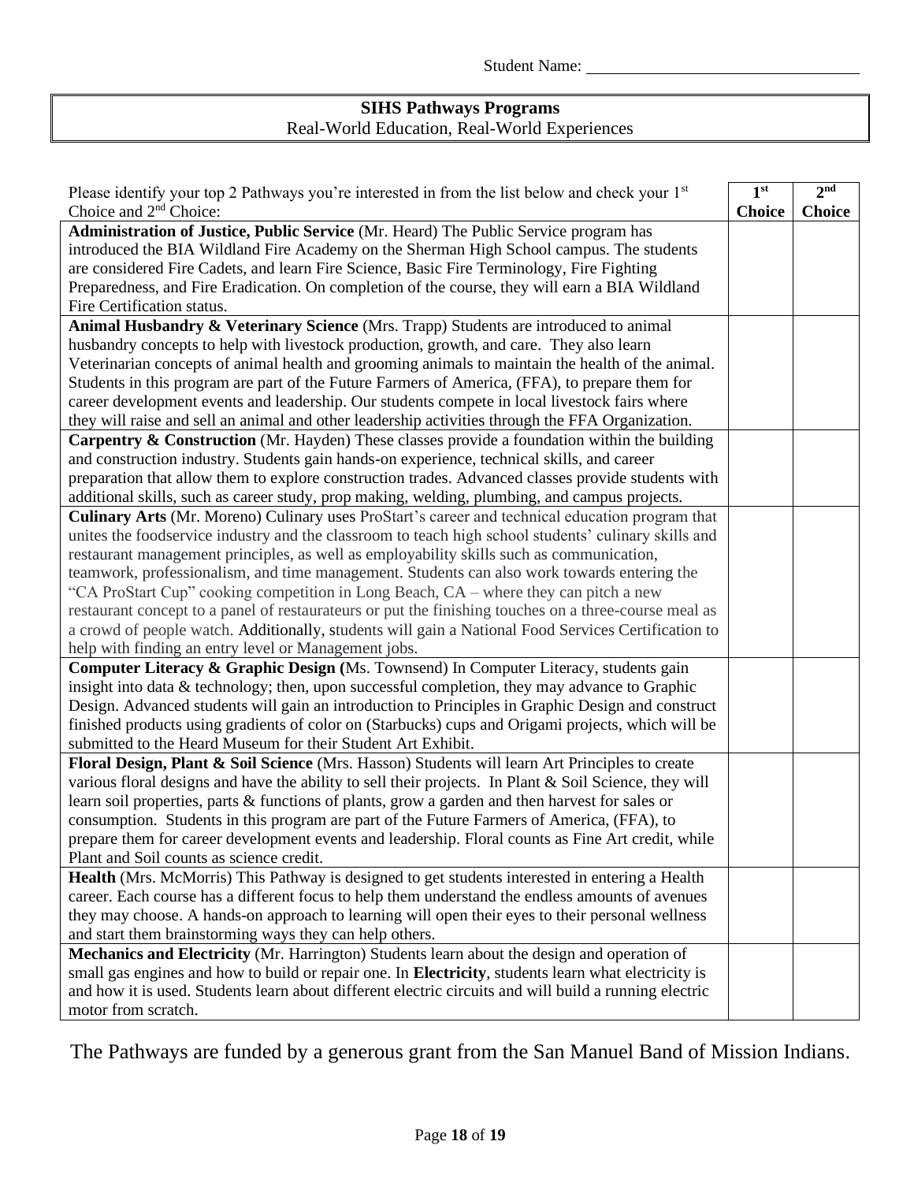Student Name: ______________________________

## SIHS Pathways Programs

Real-World Education, Real-World Experiences

| Please identify your top 2 Pathways you're interested in from the list below and check your 1st Choice and 2nd Choice: | 1st Choice | 2nd Choice |
|---|---|---|
| **Administration of Justice, Public Service** (Mr. Heard) The Public Service program has introduced the BIA Wildland Fire Academy on the Sherman High School campus. The students are considered Fire Cadets, and learn Fire Science, Basic Fire Terminology, Fire Fighting Preparedness, and Fire Eradication. On completion of the course, they will earn a BIA Wildland Fire Certification status. | | |
| **Animal Husbandry & Veterinary Science** (Mrs. Trapp) Students are introduced to animal husbandry concepts to help with livestock production, growth, and care. They also learn Veterinarian concepts of animal health and grooming animals to maintain the health of the animal. Students in this program are part of the Future Farmers of America, (FFA), to prepare them for career development events and leadership. Our students compete in local livestock fairs where they will raise and sell an animal and other leadership activities through the FFA Organization. | | |
| **Carpentry & Construction** (Mr. Hayden) These classes provide a foundation within the building and construction industry. Students gain hands-on experience, technical skills, and career preparation that allow them to explore construction trades. Advanced classes provide students with additional skills, such as career study, prop making, welding, plumbing, and campus projects. | | |
| **Culinary Arts** (Mr. Moreno) Culinary uses ProStart's career and technical education program that unites the foodservice industry and the classroom to teach high school students' culinary skills and restaurant management principles, as well as employability skills such as communication, teamwork, professionalism, and time management. Students can also work towards entering the "CA ProStart Cup" cooking competition in Long Beach, CA – where they can pitch a new restaurant concept to a panel of restaurateurs or put the finishing touches on a three-course meal as a crowd of people watch. Additionally, students will gain a National Food Services Certification to help with finding an entry level or Management jobs. | | |
| **Computer Literacy & Graphic Design (**Ms. Townsend) In Computer Literacy, students gain insight into data & technology; then, upon successful completion, they may advance to Graphic Design. Advanced students will gain an introduction to Principles in Graphic Design and construct finished products using gradients of color on (Starbucks) cups and Origami projects, which will be submitted to the Heard Museum for their Student Art Exhibit. | | |
| **Floral Design, Plant & Soil Science** (Mrs. Hasson) Students will learn Art Principles to create various floral designs and have the ability to sell their projects. In Plant & Soil Science, they will learn soil properties, parts & functions of plants, grow a garden and then harvest for sales or consumption. Students in this program are part of the Future Farmers of America, (FFA), to prepare them for career development events and leadership. Floral counts as Fine Art credit, while Plant and Soil counts as science credit. | | |
| **Health** (Mrs. McMorris) This Pathway is designed to get students interested in entering a Health career. Each course has a different focus to help them understand the endless amounts of avenues they may choose. A hands-on approach to learning will open their eyes to their personal wellness and start them brainstorming ways they can help others. | | |
| **Mechanics and Electricity** (Mr. Harrington) Students learn about the design and operation of small gas engines and how to build or repair one. In **Electricity**, students learn what electricity is and how it is used. Students learn about different electric circuits and will build a running electric motor from scratch. | | |

The Pathways are funded by a generous grant from the San Manuel Band of Mission Indians.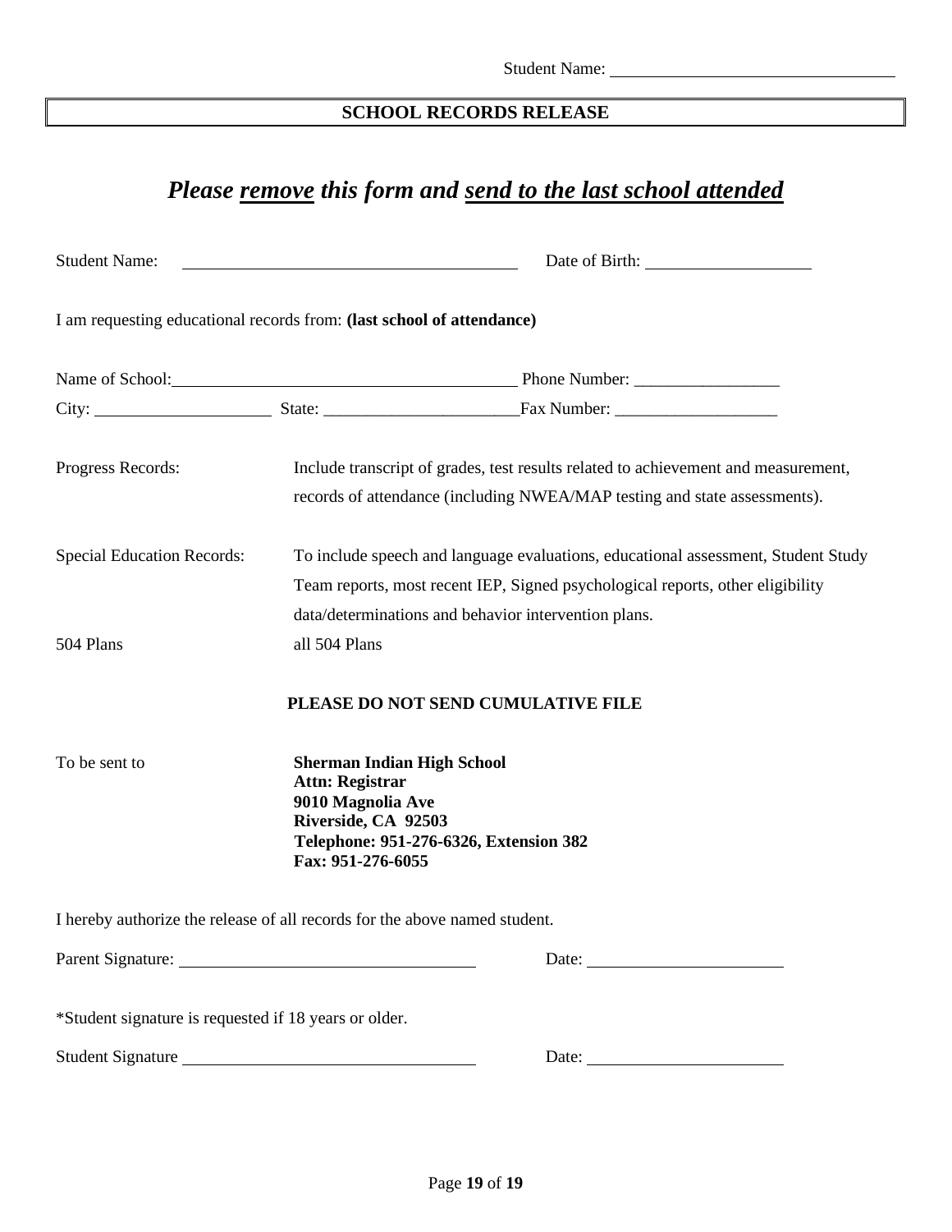Student Name: ________________________________

## SCHOOL RECORDS RELEASE

# *Please remove this form and send to the last school attended*

Student Name: ________________________________ Date of Birth: ____________________

I am requesting educational records from: **(last school of attendance)**

Name of School: ________________________________ Phone Number: _________________

City: ____________________ State: _______________________ Fax Number: ___________________

Progress Records: Include transcript of grades, test results related to achievement and measurement, records of attendance (including NWEA/MAP testing and state assessments).

Special Education Records: To include speech and language evaluations, educational assessment, Student Study Team reports, most recent IEP, Signed psychological reports, other eligibility data/determinations and behavior intervention plans.

504 Plans all 504 Plans

**PLEASE DO NOT SEND CUMULATIVE FILE**

To be sent to

**Sherman Indian High School**
**Attn: Registrar**
**9010 Magnolia Ave**
**Riverside, CA 92503**
**Telephone: 951-276-6326, Extension 382**
**Fax: 951-276-6055**

I hereby authorize the release of all records for the above named student.

Parent Signature: ________________________________ Date: ______________________

*Student signature is requested if 18 years or older.

Student Signature ________________________________ Date: ______________________